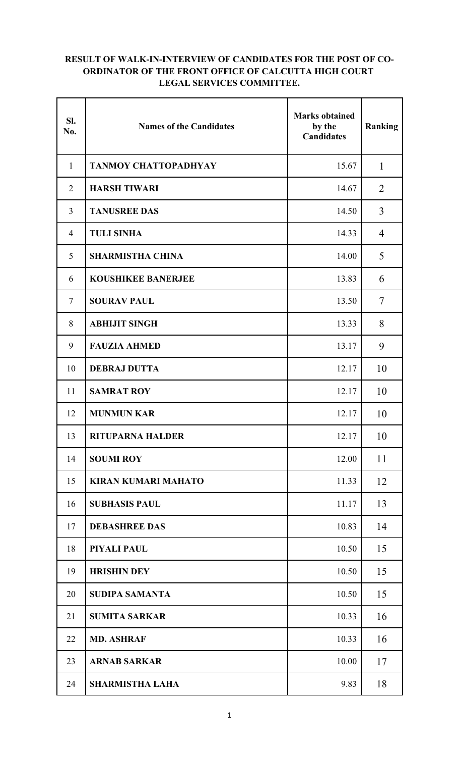**RESULT OF WALK-IN-INTERVIEW OF CANDIDATES FOR THE POST OF CO-ORDINATOR OF THE FRONT OFFICE OF CALCUTTA HIGH COURT LEGAL SERVICES COMMITTEE.**

| Sl. No. | Names of the Candidates | Marks obtained by the Candidates | Ranking |
|---|---|---|---|
| 1 | TANMOY CHATTOPADHYAY | 15.67 | 1 |
| 2 | HARSH TIWARI | 14.67 | 2 |
| 3 | TANUSREE DAS | 14.50 | 3 |
| 4 | TULI SINHA | 14.33 | 4 |
| 5 | SHARMISTHA CHINA | 14.00 | 5 |
| 6 | KOUSHIKEE BANERJEE | 13.83 | 6 |
| 7 | SOURAV PAUL | 13.50 | 7 |
| 8 | ABHIJIT SINGH | 13.33 | 8 |
| 9 | FAUZIA AHMED | 13.17 | 9 |
| 10 | DEBRAJ DUTTA | 12.17 | 10 |
| 11 | SAMRAT ROY | 12.17 | 10 |
| 12 | MUNMUN KAR | 12.17 | 10 |
| 13 | RITUPARNA HALDER | 12.17 | 10 |
| 14 | SOUMI ROY | 12.00 | 11 |
| 15 | KIRAN KUMARI MAHATO | 11.33 | 12 |
| 16 | SUBHASIS PAUL | 11.17 | 13 |
| 17 | DEBASHREE DAS | 10.83 | 14 |
| 18 | PIYALI PAUL | 10.50 | 15 |
| 19 | HRISHIN DEY | 10.50 | 15 |
| 20 | SUDIPA SAMANTA | 10.50 | 15 |
| 21 | SUMITA SARKAR | 10.33 | 16 |
| 22 | MD. ASHRAF | 10.33 | 16 |
| 23 | ARNAB SARKAR | 10.00 | 17 |
| 24 | SHARMISTHA LAHA | 9.83 | 18 |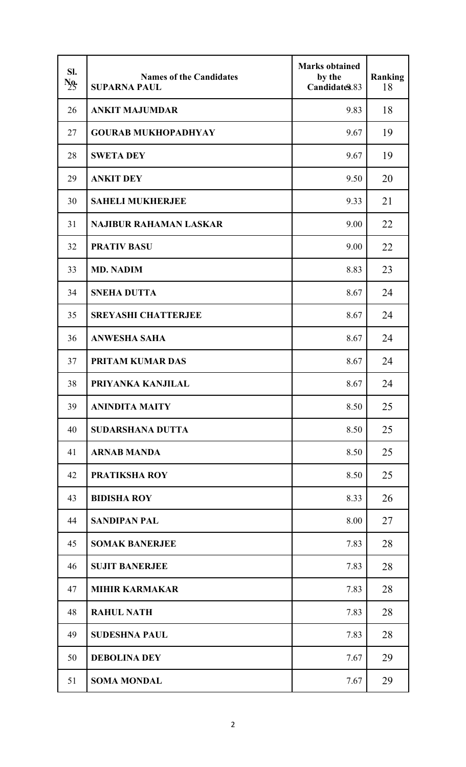| Sl. No. | Names of the Candidates | Marks obtained by the Candidates | Ranking |
|---|---|---|---|
| 25 | SUPARNA PAUL | 9.83 | 18 |
| 26 | ANKIT MAJUMDAR | 9.83 | 18 |
| 27 | GOURAB MUKHOPADHYAY | 9.67 | 19 |
| 28 | SWETA DEY | 9.67 | 19 |
| 29 | ANKIT DEY | 9.50 | 20 |
| 30 | SAHELI MUKHERJEE | 9.33 | 21 |
| 31 | NAJIBUR RAHAMAN LASKAR | 9.00 | 22 |
| 32 | PRATIV BASU | 9.00 | 22 |
| 33 | MD. NADIM | 8.83 | 23 |
| 34 | SNEHA DUTTA | 8.67 | 24 |
| 35 | SREYASHI CHATTERJEE | 8.67 | 24 |
| 36 | ANWESHA SAHA | 8.67 | 24 |
| 37 | PRITAM KUMAR DAS | 8.67 | 24 |
| 38 | PRIYANKA KANJILAL | 8.67 | 24 |
| 39 | ANINDITA MAITY | 8.50 | 25 |
| 40 | SUDARSHANA DUTTA | 8.50 | 25 |
| 41 | ARNAB MANDA | 8.50 | 25 |
| 42 | PRATIKSHA ROY | 8.50 | 25 |
| 43 | BIDISHA ROY | 8.33 | 26 |
| 44 | SANDIPAN PAL | 8.00 | 27 |
| 45 | SOMAK BANERJEE | 7.83 | 28 |
| 46 | SUJIT BANERJEE | 7.83 | 28 |
| 47 | MIHIR KARMAKAR | 7.83 | 28 |
| 48 | RAHUL NATH | 7.83 | 28 |
| 49 | SUDESHNA PAUL | 7.83 | 28 |
| 50 | DEBOLINA DEY | 7.67 | 29 |
| 51 | SOMA MONDAL | 7.67 | 29 |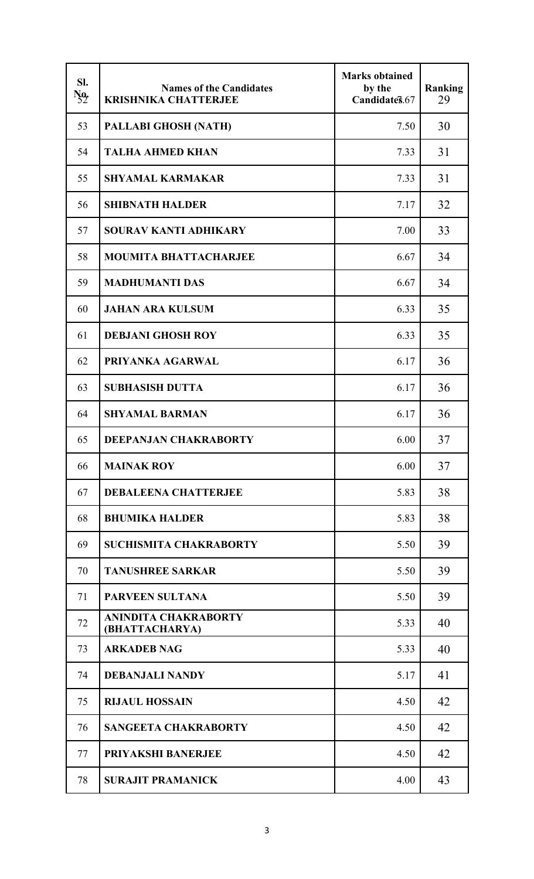| Sl. No. | Names of the Candidates | Marks obtained by the Candidates | Ranking |
|---|---|---|---|
| 52 | KRISHNIKA CHATTERJEE | 7.67 | 29 |
| 53 | PALLABI GHOSH (NATH) | 7.50 | 30 |
| 54 | TALHA AHMED KHAN | 7.33 | 31 |
| 55 | SHYAMAL KARMAKAR | 7.33 | 31 |
| 56 | SHIBNATH HALDER | 7.17 | 32 |
| 57 | SOURAV KANTI ADHIKARY | 7.00 | 33 |
| 58 | MOUMITA BHATTACHARJEE | 6.67 | 34 |
| 59 | MADHUMANTI DAS | 6.67 | 34 |
| 60 | JAHAN ARA KULSUM | 6.33 | 35 |
| 61 | DEBJANI GHOSH ROY | 6.33 | 35 |
| 62 | PRIYANKA AGARWAL | 6.17 | 36 |
| 63 | SUBHASISH DUTTA | 6.17 | 36 |
| 64 | SHYAMAL BARMAN | 6.17 | 36 |
| 65 | DEEPANJAN CHAKRABORTY | 6.00 | 37 |
| 66 | MAINAK ROY | 6.00 | 37 |
| 67 | DEBALEENA CHATTERJEE | 5.83 | 38 |
| 68 | BHUMIKA HALDER | 5.83 | 38 |
| 69 | SUCHISMITA CHAKRABORTY | 5.50 | 39 |
| 70 | TANUSHREE SARKAR | 5.50 | 39 |
| 71 | PARVEEN SULTANA | 5.50 | 39 |
| 72 | ANINDITA CHAKRABORTY (BHATTACHARYA) | 5.33 | 40 |
| 73 | ARKADEB NAG | 5.33 | 40 |
| 74 | DEBANJALI NANDY | 5.17 | 41 |
| 75 | RIJAUL HOSSAIN | 4.50 | 42 |
| 76 | SANGEETA CHAKRABORTY | 4.50 | 42 |
| 77 | PRIYAKSHI BANERJEE | 4.50 | 42 |
| 78 | SURAJIT PRAMANICK | 4.00 | 43 |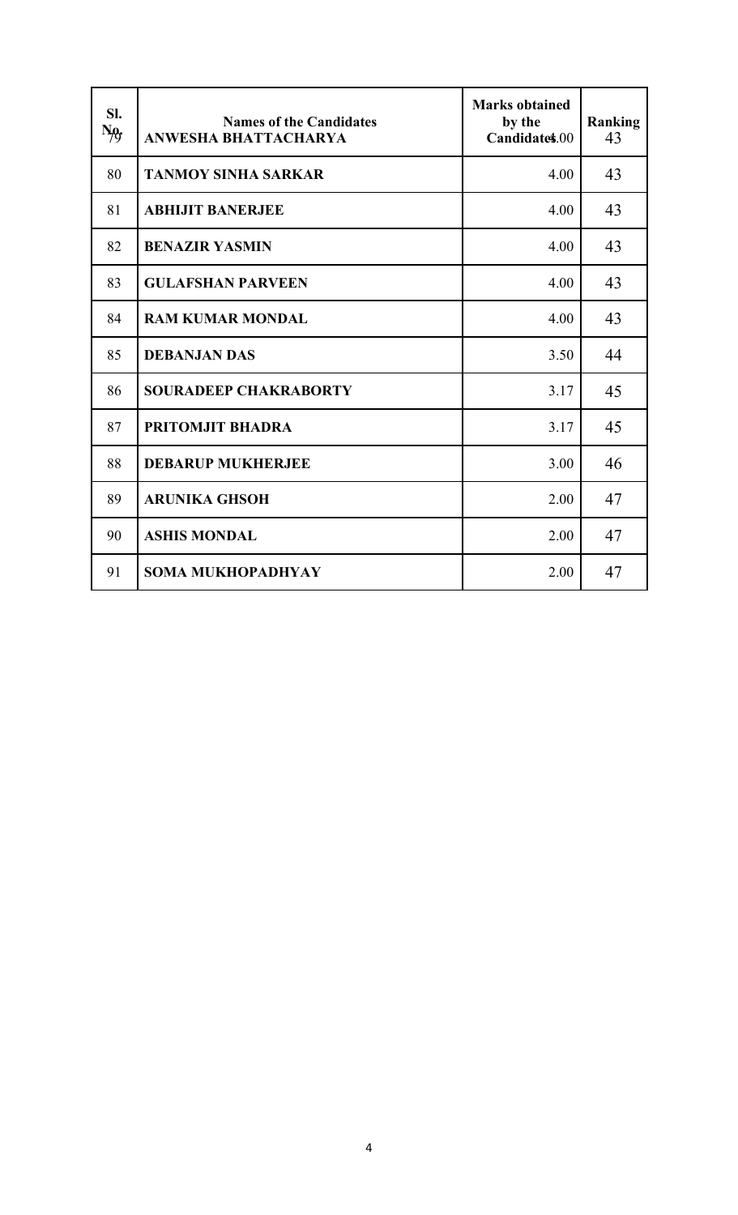| Sl. No. | Names of the Candidates | Marks obtained by the Candidates | Ranking |
|---|---|---|---|
| 79 | ANWESHA BHATTACHARYA | 4.00 | 43 |
| 80 | TANMOY SINHA SARKAR | 4.00 | 43 |
| 81 | ABHIJIT BANERJEE | 4.00 | 43 |
| 82 | BENAZIR YASMIN | 4.00 | 43 |
| 83 | GULAFSHAN PARVEEN | 4.00 | 43 |
| 84 | RAM KUMAR MONDAL | 4.00 | 43 |
| 85 | DEBANJAN DAS | 3.50 | 44 |
| 86 | SOURADEEP CHAKRABORTY | 3.17 | 45 |
| 87 | PRITOMJIT BHADRA | 3.17 | 45 |
| 88 | DEBARUP MUKHERJEE | 3.00 | 46 |
| 89 | ARUNIKA GHSOH | 2.00 | 47 |
| 90 | ASHIS MONDAL | 2.00 | 47 |
| 91 | SOMA MUKHOPADHYAY | 2.00 | 47 |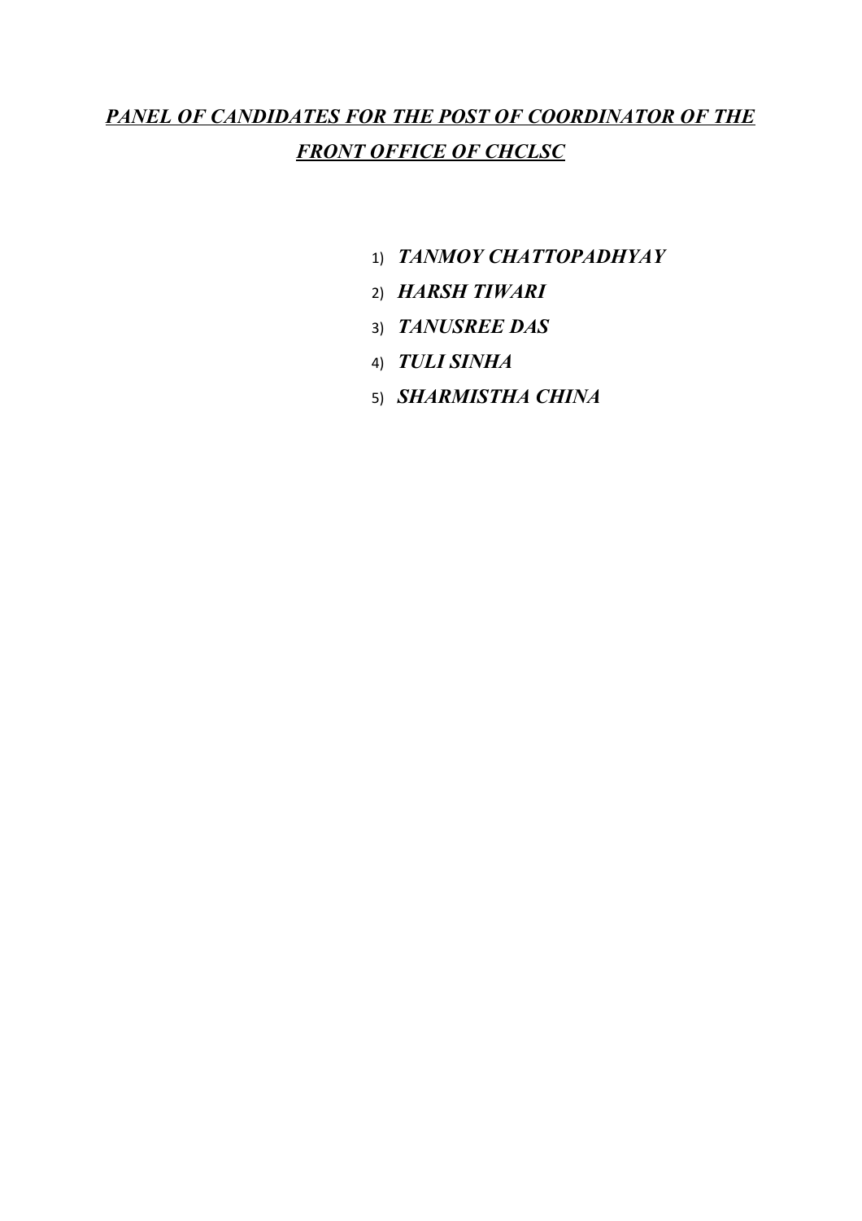## ***PANEL OF CANDIDATES FOR THE POST OF COORDINATOR OF THE FRONT OFFICE OF CHCLSC***

1) ***TANMOY CHATTOPADHYAY***
2) ***HARSH TIWARI***
3) ***TANUSREE DAS***
4) ***TULI SINHA***
5) ***SHARMISTHA CHINA***